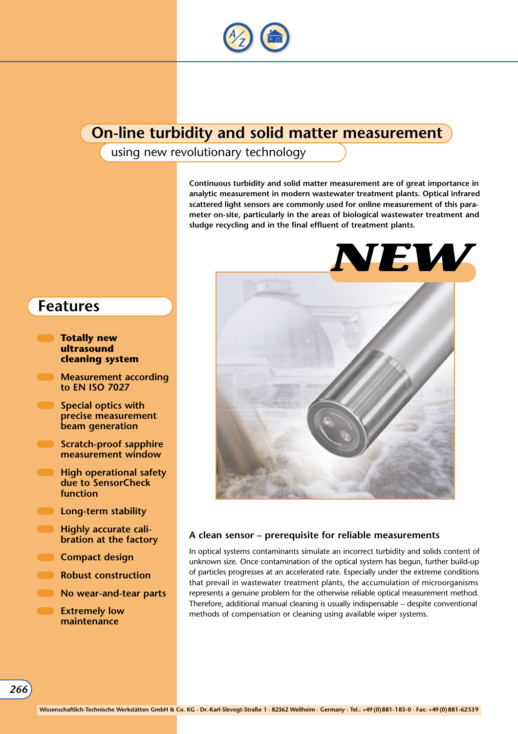# On-line turbidity and solid matter measurement

## using new revolutionary technology

**Continuous turbidity and solid matter measurement are of great importance in analytic measurement in modern wastewater treatment plants. Optical infrared scattered light sensors are commonly used for online measurement of this parameter on-site, particularly in the areas of biological wastewater treatment and sludge recycling and in the final effluent of treatment plants.**

NEW

## Features

- **Totally new ultrasound cleaning system**
- Measurement according to EN ISO 7027
- Special optics with precise measurement beam generation
- Scratch-proof sapphire measurement window
- High operational safety due to SensorCheck function
- Long-term stability
- Highly accurate calibration at the factory
- Compact design
- Robust construction
- No wear-and-tear parts
- Extremely low maintenance

### A clean sensor – prerequisite for reliable measurements

In optical systems contaminants simulate an incorrect turbidity and solids content of unknown size. Once contamination of the optical system has begun, further build-up of particles progresses at an accelerated rate. Especially under the extreme conditions that prevail in wastewater treatment plants, the accumulation of microorganisms represents a genuine problem for the otherwise reliable optical measurement method. Therefore, additional manual cleaning is usually indispensable – despite conventional methods of compensation or cleaning using available wiper systems.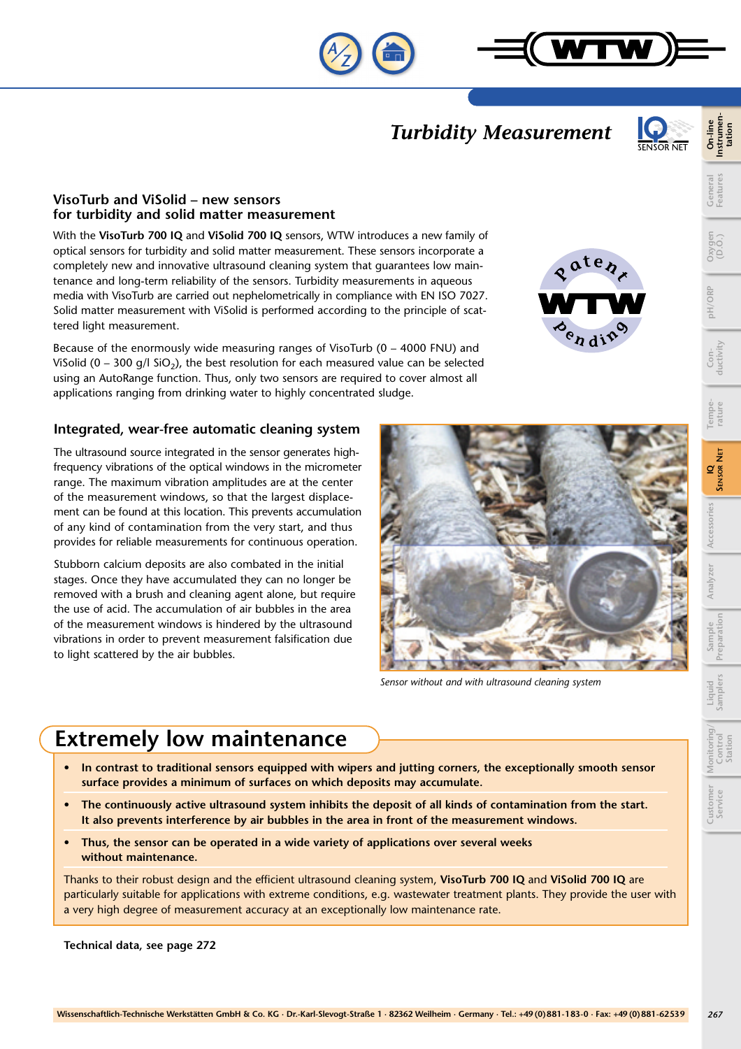# Turbidity Measurement

## VisoTurb and ViSolid – new sensors for turbidity and solid matter measurement

With the **VisoTurb 700 IQ** and **ViSolid 700 IQ** sensors, WTW introduces a new family of optical sensors for turbidity and solid matter measurement. These sensors incorporate a completely new and innovative ultrasound cleaning system that guarantees low maintenance and long-term reliability of the sensors. Turbidity measurements in aqueous media with VisoTurb are carried out nephelometrically in compliance with EN ISO 7027. Solid matter measurement with ViSolid is performed according to the principle of scattered light measurement.

Because of the enormously wide measuring ranges of VisoTurb (0 – 4000 FNU) and ViSolid (0 – 300 g/l $SiO_2$), the best resolution for each measured value can be selected using an AutoRange function. Thus, only two sensors are required to cover almost all applications ranging from drinking water to highly concentrated sludge.

### Integrated, wear-free automatic cleaning system

The ultrasound source integrated in the sensor generates high-frequency vibrations of the optical windows in the micrometer range. The maximum vibration amplitudes are at the center of the measurement windows, so that the largest displacement can be found at this location. This prevents accumulation of any kind of contamination from the very start, and thus provides for reliable measurements for continuous operation.

Stubborn calcium deposits are also combated in the initial stages. Once they have accumulated they can no longer be removed with a brush and cleaning agent alone, but require the use of acid. The accumulation of air bubbles in the area of the measurement windows is hindered by the ultrasound vibrations in order to prevent measurement falsification due to light scattered by the air bubbles.

*Sensor without and with ultrasound cleaning system*

## Extremely low maintenance

- **In contrast to traditional sensors equipped with wipers and jutting corners, the exceptionally smooth sensor surface provides a minimum of surfaces on which deposits may accumulate.**
- **The continuously active ultrasound system inhibits the deposit of all kinds of contamination from the start. It also prevents interference by air bubbles in the area in front of the measurement windows.**
- **Thus, the sensor can be operated in a wide variety of applications over several weeks without maintenance.**

Thanks to their robust design and the efficient ultrasound cleaning system, **VisoTurb 700 IQ** and **ViSolid 700 IQ** are particularly suitable for applications with extreme conditions, e.g. wastewater treatment plants. They provide the user with a very high degree of measurement accuracy at an exceptionally low maintenance rate.

**Technical data, see page 272**